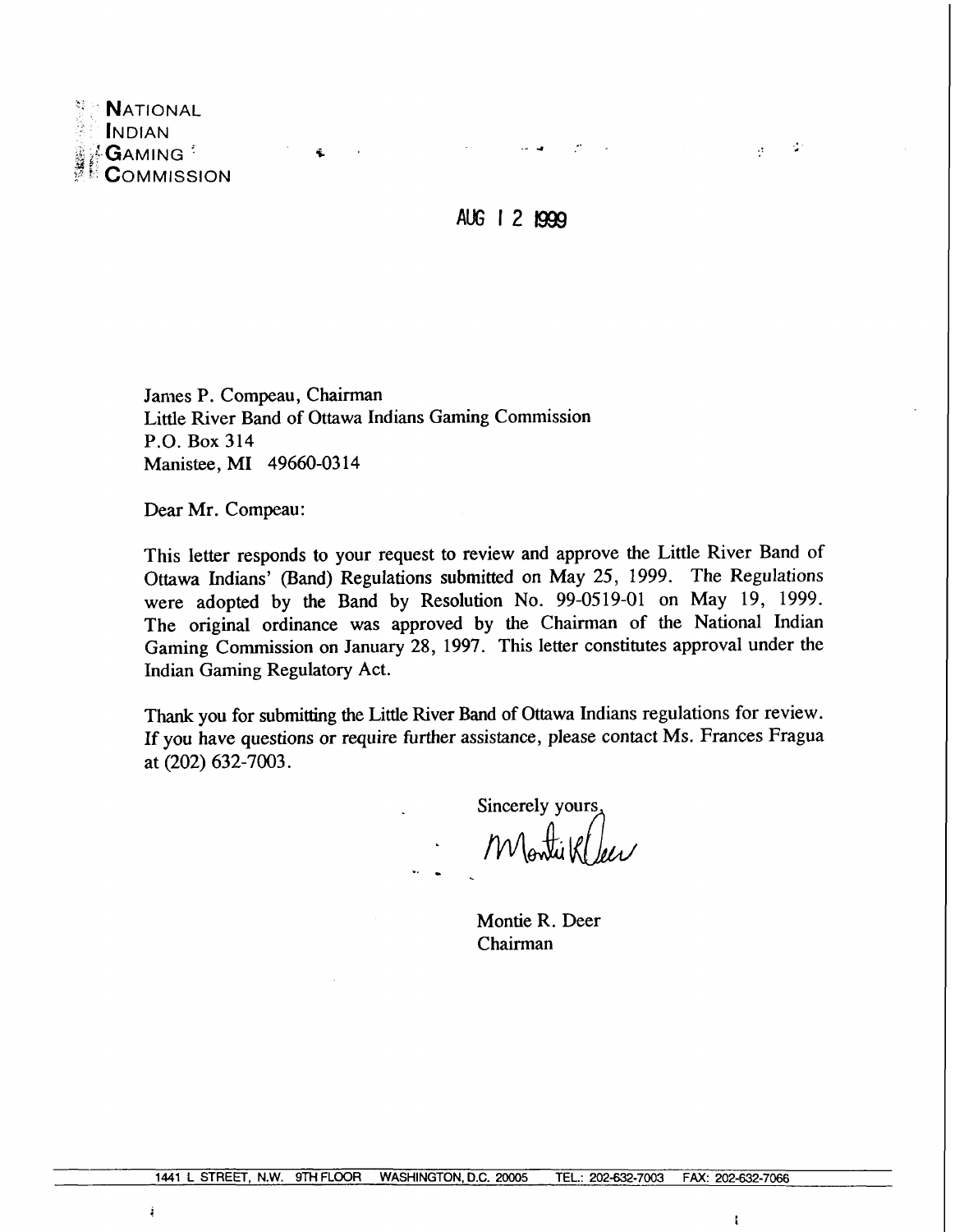NATIONAL
INDIAN
GAMING
COMMISSION

AUG 12 1999

James P. Compeau, Chairman
Little River Band of Ottawa Indians Gaming Commission
P.O. Box 314
Manistee, MI 49660-0314

Dear Mr. Compeau:

This letter responds to your request to review and approve the Little River Band of Ottawa Indians' (Band) Regulations submitted on May 25, 1999. The Regulations were adopted by the Band by Resolution No. 99-0519-01 on May 19, 1999. The original ordinance was approved by the Chairman of the National Indian Gaming Commission on January 28, 1997. This letter constitutes approval under the Indian Gaming Regulatory Act.

Thank you for submitting the Little River Band of Ottawa Indians regulations for review. If you have questions or require further assistance, please contact Ms. Frances Fragua at (202) 632-7003.

Sincerely yours,

Montie R. Deer
Chairman

1441 L STREET, N.W. 9TH FLOOR WASHINGTON, D.C. 20005 TEL.: 202-632-7003 FAX: 202-632-7066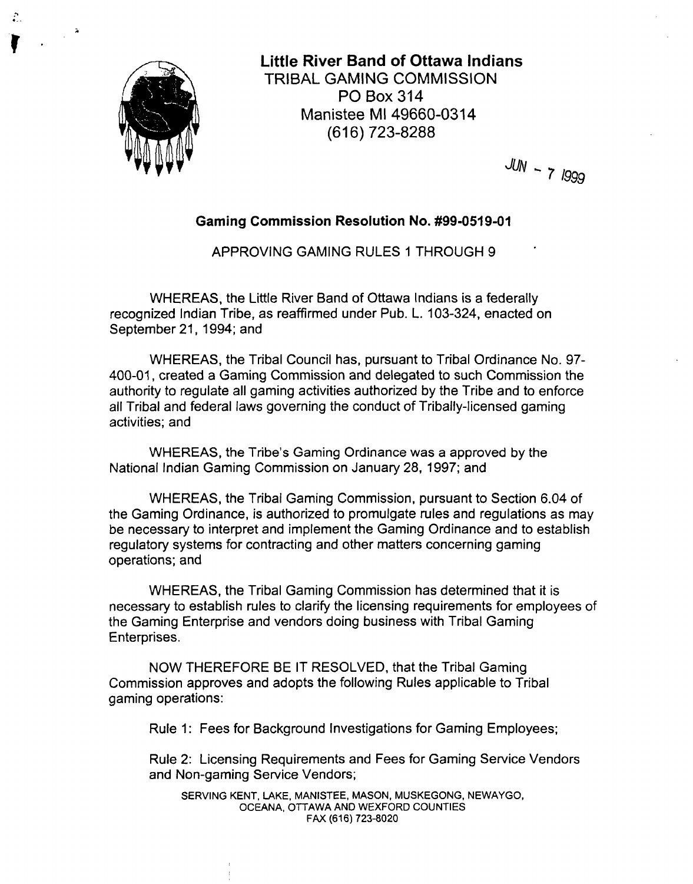# Little River Band of Ottawa Indians

TRIBAL GAMING COMMISSION
PO Box 314
Manistee MI 49660-0314
(616) 723-8288

JUN - 7 1999

## Gaming Commission Resolution No. #99-0519-01

APPROVING GAMING RULES 1 THROUGH 9

WHEREAS, the Little River Band of Ottawa Indians is a federally recognized Indian Tribe, as reaffirmed under Pub. L. 103-324, enacted on September 21, 1994; and

WHEREAS, the Tribal Council has, pursuant to Tribal Ordinance No. 97-400-01, created a Gaming Commission and delegated to such Commission the authority to regulate all gaming activities authorized by the Tribe and to enforce all Tribal and federal laws governing the conduct of Tribally-licensed gaming activities; and

WHEREAS, the Tribe's Gaming Ordinance was a approved by the National Indian Gaming Commission on January 28, 1997; and

WHEREAS, the Tribal Gaming Commission, pursuant to Section 6.04 of the Gaming Ordinance, is authorized to promulgate rules and regulations as may be necessary to interpret and implement the Gaming Ordinance and to establish regulatory systems for contracting and other matters concerning gaming operations; and

WHEREAS, the Tribal Gaming Commission has determined that it is necessary to establish rules to clarify the licensing requirements for employees of the Gaming Enterprise and vendors doing business with Tribal Gaming Enterprises.

NOW THEREFORE BE IT RESOLVED, that the Tribal Gaming Commission approves and adopts the following Rules applicable to Tribal gaming operations:

Rule 1: Fees for Background Investigations for Gaming Employees;

Rule 2: Licensing Requirements and Fees for Gaming Service Vendors and Non-gaming Service Vendors;

SERVING KENT, LAKE, MANISTEE, MASON, MUSKEGONG, NEWAYGO, OCEANA, OTTAWA AND WEXFORD COUNTIES
FAX (616) 723-8020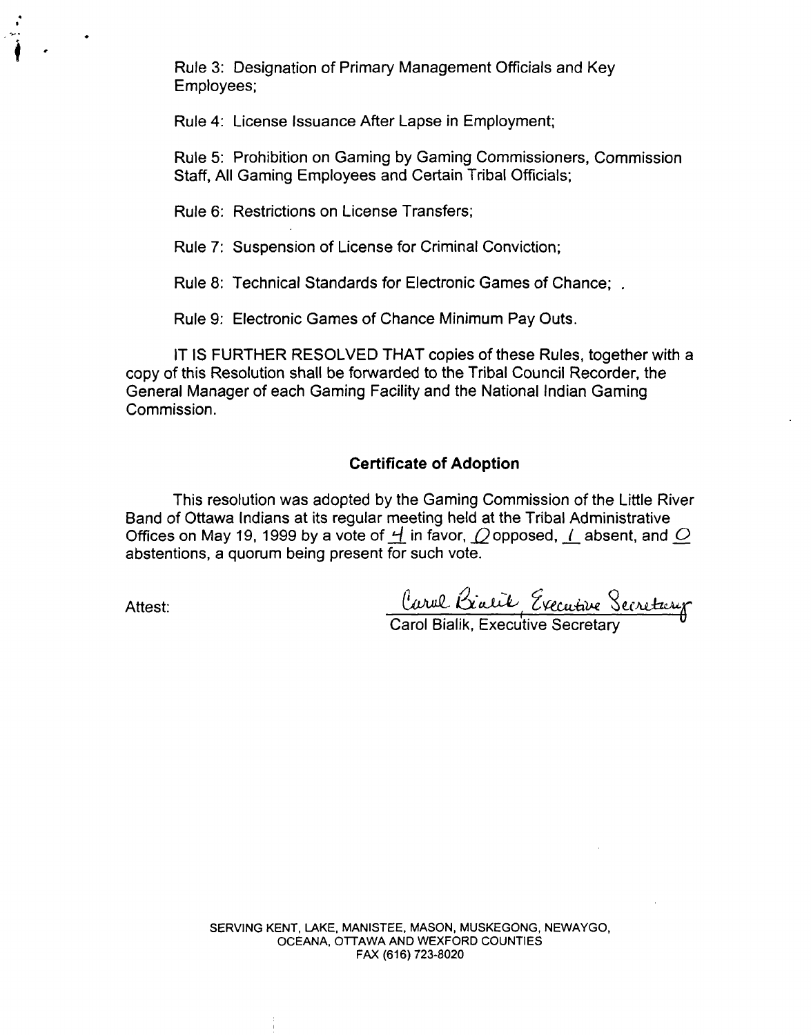Rule 3: Designation of Primary Management Officials and Key Employees;

Rule 4: License Issuance After Lapse in Employment;

Rule 5: Prohibition on Gaming by Gaming Commissioners, Commission Staff, All Gaming Employees and Certain Tribal Officials;

Rule 6: Restrictions on License Transfers;

Rule 7: Suspension of License for Criminal Conviction;

Rule 8: Technical Standards for Electronic Games of Chance; .

Rule 9: Electronic Games of Chance Minimum Pay Outs.

IT IS FURTHER RESOLVED THAT copies of these Rules, together with a copy of this Resolution shall be forwarded to the Tribal Council Recorder, the General Manager of each Gaming Facility and the National Indian Gaming Commission.

**Certificate of Adoption**

This resolution was adopted by the Gaming Commission of the Little River Band of Ottawa Indians at its regular meeting held at the Tribal Administrative Offices on May 19, 1999 by a vote of 4 in favor, 0 opposed, 1 absent, and 0 abstentions, a quorum being present for such vote.

Attest:

Carol Bialik, Executive Secretary

Carol Bialik, Executive Secretary

SERVING KENT, LAKE, MANISTEE, MASON, MUSKEGONG, NEWAYGO, OCEANA, OTTAWA AND WEXFORD COUNTIES
FAX (616) 723-8020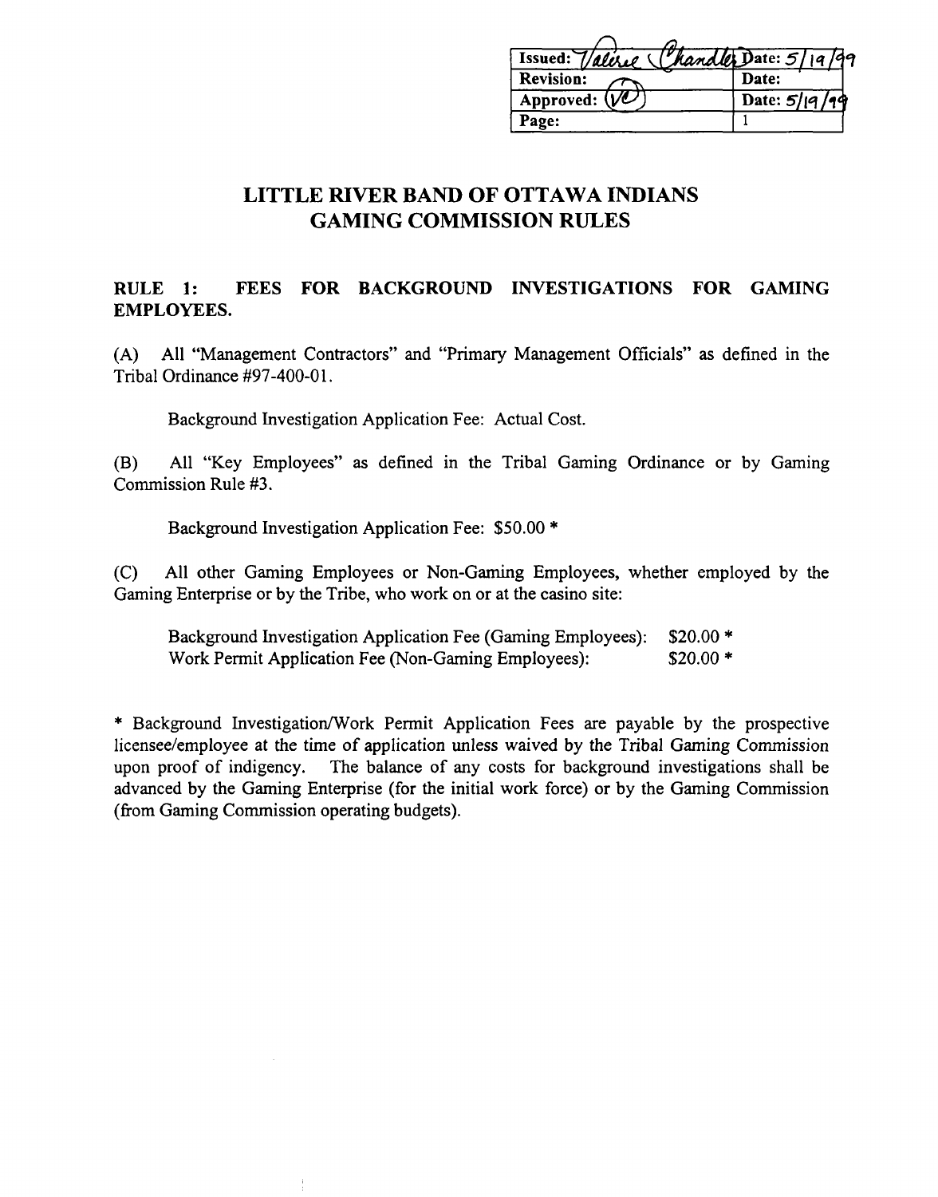| Issued: Valerie Chandler | Date: 5/19/99 |
| --- | --- |
| Revision: | Date: |
| Approved: VC | Date: 5/19/99 |
| Page: | 1 |

# LITTLE RIVER BAND OF OTTAWA INDIANS GAMING COMMISSION RULES

## RULE 1: FEES FOR BACKGROUND INVESTIGATIONS FOR GAMING EMPLOYEES.

(A) All "Management Contractors" and "Primary Management Officials" as defined in the Tribal Ordinance #97-400-01.

Background Investigation Application Fee: Actual Cost.

(B) All "Key Employees" as defined in the Tribal Gaming Ordinance or by Gaming Commission Rule #3.

Background Investigation Application Fee: $50.00 *

(C) All other Gaming Employees or Non-Gaming Employees, whether employed by the Gaming Enterprise or by the Tribe, who work on or at the casino site:

Background Investigation Application Fee (Gaming Employees): $20.00 *
Work Permit Application Fee (Non-Gaming Employees): $20.00 *

* Background Investigation/Work Permit Application Fees are payable by the prospective licensee/employee at the time of application unless waived by the Tribal Gaming Commission upon proof of indigency. The balance of any costs for background investigations shall be advanced by the Gaming Enterprise (for the initial work force) or by the Gaming Commission (from Gaming Commission operating budgets).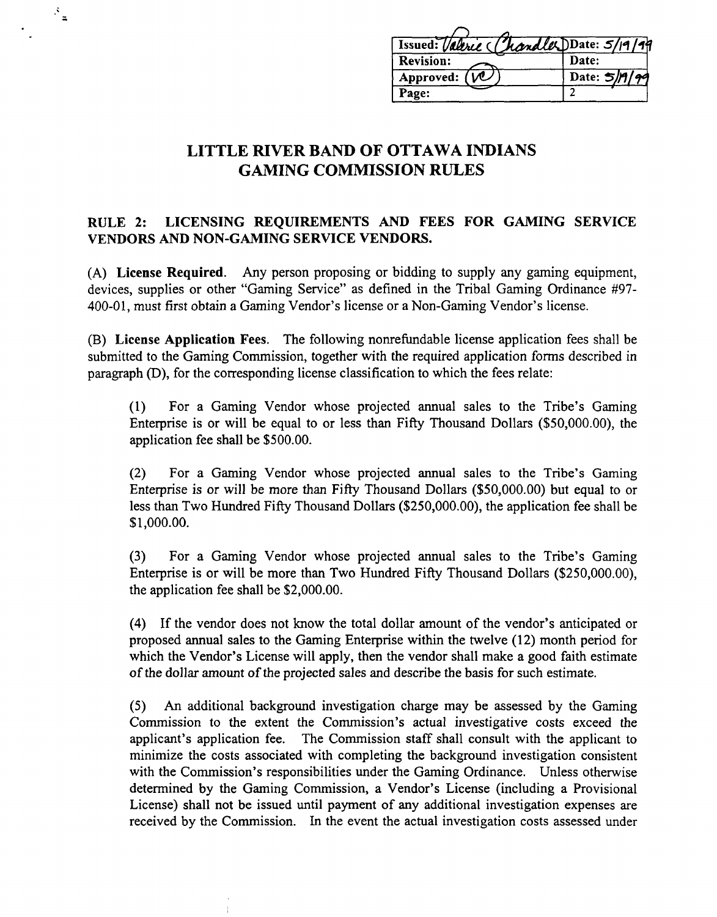| Issued: Valerie Chandler | Date: 5/19/99 |
| --- | --- |
| Revision: | Date: |
| Approved: VC | Date: 5/19/99 |
| Page: | 2 |

# LITTLE RIVER BAND OF OTTAWA INDIANS GAMING COMMISSION RULES

## RULE 2: LICENSING REQUIREMENTS AND FEES FOR GAMING SERVICE VENDORS AND NON-GAMING SERVICE VENDORS.

(A) **License Required**. Any person proposing or bidding to supply any gaming equipment, devices, supplies or other "Gaming Service" as defined in the Tribal Gaming Ordinance #97-400-01, must first obtain a Gaming Vendor's license or a Non-Gaming Vendor's license.

(B) **License Application Fees**. The following nonrefundable license application fees shall be submitted to the Gaming Commission, together with the required application forms described in paragraph (D), for the corresponding license classification to which the fees relate:

(1) For a Gaming Vendor whose projected annual sales to the Tribe's Gaming Enterprise is or will be equal to or less than Fifty Thousand Dollars ($50,000.00), the application fee shall be $500.00.

(2) For a Gaming Vendor whose projected annual sales to the Tribe's Gaming Enterprise is or will be more than Fifty Thousand Dollars ($50,000.00) but equal to or less than Two Hundred Fifty Thousand Dollars ($250,000.00), the application fee shall be $1,000.00.

(3) For a Gaming Vendor whose projected annual sales to the Tribe's Gaming Enterprise is or will be more than Two Hundred Fifty Thousand Dollars ($250,000.00), the application fee shall be $2,000.00.

(4) If the vendor does not know the total dollar amount of the vendor's anticipated or proposed annual sales to the Gaming Enterprise within the twelve (12) month period for which the Vendor's License will apply, then the vendor shall make a good faith estimate of the dollar amount of the projected sales and describe the basis for such estimate.

(5) An additional background investigation charge may be assessed by the Gaming Commission to the extent the Commission's actual investigative costs exceed the applicant's application fee. The Commission staff shall consult with the applicant to minimize the costs associated with completing the background investigation consistent with the Commission's responsibilities under the Gaming Ordinance. Unless otherwise determined by the Gaming Commission, a Vendor's License (including a Provisional License) shall not be issued until payment of any additional investigation expenses are received by the Commission. In the event the actual investigation costs assessed under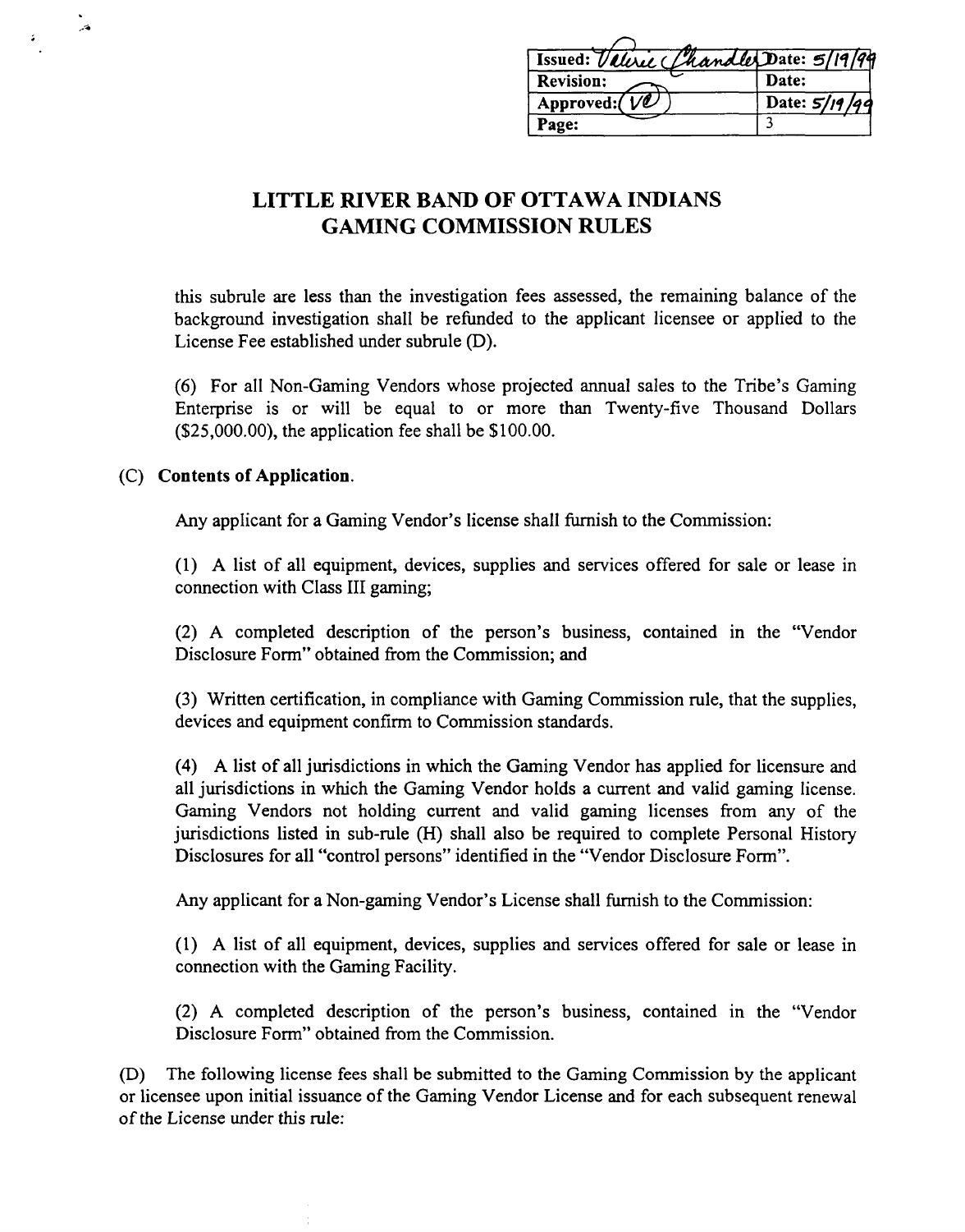## LITTLE RIVER BAND OF OTTAWA INDIANS GAMING COMMISSION RULES

this subrule are less than the investigation fees assessed, the remaining balance of the background investigation shall be refunded to the applicant licensee or applied to the License Fee established under subrule (D).

(6) For all Non-Gaming Vendors whose projected annual sales to the Tribe's Gaming Enterprise is or will be equal to or more than Twenty-five Thousand Dollars ($25,000.00), the application fee shall be $100.00.

(C) **Contents of Application.**

Any applicant for a Gaming Vendor's license shall furnish to the Commission:

(1) A list of all equipment, devices, supplies and services offered for sale or lease in connection with Class III gaming;

(2) A completed description of the person's business, contained in the "Vendor Disclosure Form" obtained from the Commission; and

(3) Written certification, in compliance with Gaming Commission rule, that the supplies, devices and equipment confirm to Commission standards.

(4) A list of all jurisdictions in which the Gaming Vendor has applied for licensure and all jurisdictions in which the Gaming Vendor holds a current and valid gaming license. Gaming Vendors not holding current and valid gaming licenses from any of the jurisdictions listed in sub-rule (H) shall also be required to complete Personal History Disclosures for all "control persons" identified in the "Vendor Disclosure Form".

Any applicant for a Non-gaming Vendor's License shall furnish to the Commission:

(1) A list of all equipment, devices, supplies and services offered for sale or lease in connection with the Gaming Facility.

(2) A completed description of the person's business, contained in the "Vendor Disclosure Form" obtained from the Commission.

(D) The following license fees shall be submitted to the Gaming Commission by the applicant or licensee upon initial issuance of the Gaming Vendor License and for each subsequent renewal of the License under this rule: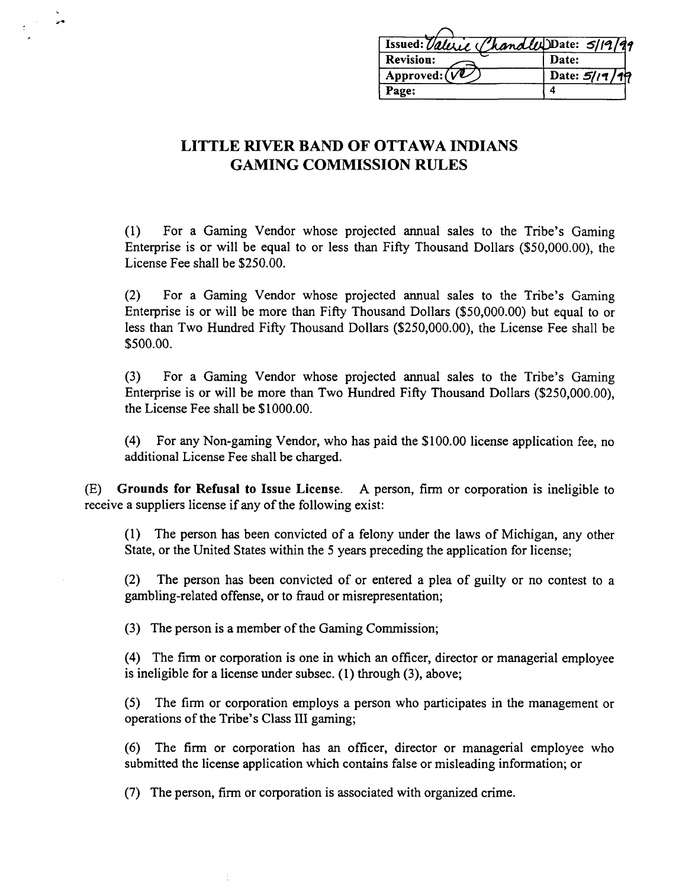| Issued: Valerie Chandler | Date: 5/19/99 |
| --- | --- |
| Revision: | Date: |
| Approved: (VC) | Date: 5/19/99 |
| Page: | 4 |

# LITTLE RIVER BAND OF OTTAWA INDIANS GAMING COMMISSION RULES

(1) For a Gaming Vendor whose projected annual sales to the Tribe's Gaming Enterprise is or will be equal to or less than Fifty Thousand Dollars ($50,000.00), the License Fee shall be $250.00.

(2) For a Gaming Vendor whose projected annual sales to the Tribe's Gaming Enterprise is or will be more than Fifty Thousand Dollars ($50,000.00) but equal to or less than Two Hundred Fifty Thousand Dollars ($250,000.00), the License Fee shall be $500.00.

(3) For a Gaming Vendor whose projected annual sales to the Tribe's Gaming Enterprise is or will be more than Two Hundred Fifty Thousand Dollars ($250,000.00), the License Fee shall be $1000.00.

(4) For any Non-gaming Vendor, who has paid the $100.00 license application fee, no additional License Fee shall be charged.

(E) **Grounds for Refusal to Issue License**. A person, firm or corporation is ineligible to receive a suppliers license if any of the following exist:

(1) The person has been convicted of a felony under the laws of Michigan, any other State, or the United States within the 5 years preceding the application for license;

(2) The person has been convicted of or entered a plea of guilty or no contest to a gambling-related offense, or to fraud or misrepresentation;

(3) The person is a member of the Gaming Commission;

(4) The firm or corporation is one in which an officer, director or managerial employee is ineligible for a license under subsec. (1) through (3), above;

(5) The firm or corporation employs a person who participates in the management or operations of the Tribe's Class III gaming;

(6) The firm or corporation has an officer, director or managerial employee who submitted the license application which contains false or misleading information; or

(7) The person, firm or corporation is associated with organized crime.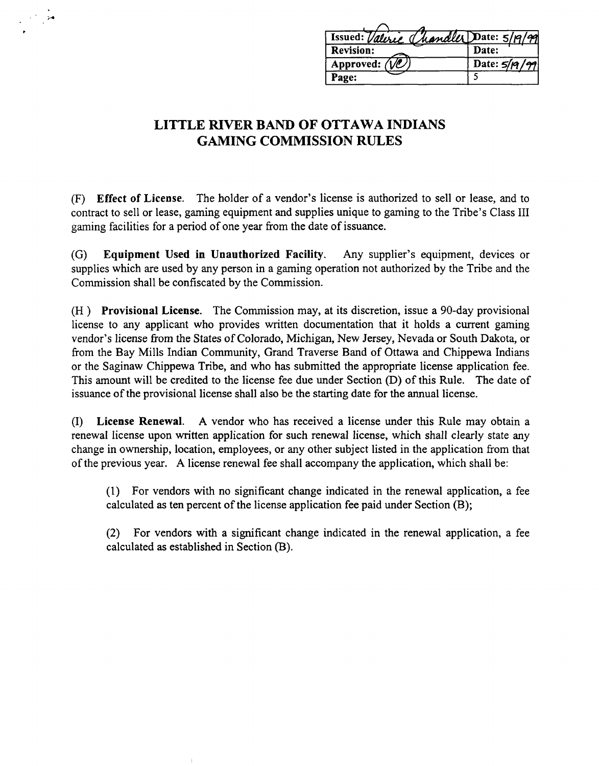| Issued: Valerie Chandler | Date: 5/19/99 |
|---|---|
| Revision: | Date: |
| Approved: (VC) | Date: 5/19/99 |
| Page: | 5 |

## LITTLE RIVER BAND OF OTTAWA INDIANS GAMING COMMISSION RULES

(F) **Effect of License**. The holder of a vendor's license is authorized to sell or lease, and to contract to sell or lease, gaming equipment and supplies unique to gaming to the Tribe's Class III gaming facilities for a period of one year from the date of issuance.

(G) **Equipment Used in Unauthorized Facility**. Any supplier's equipment, devices or supplies which are used by any person in a gaming operation not authorized by the Tribe and the Commission shall be confiscated by the Commission.

(H ) **Provisional License**. The Commission may, at its discretion, issue a 90-day provisional license to any applicant who provides written documentation that it holds a current gaming vendor's license from the States of Colorado, Michigan, New Jersey, Nevada or South Dakota, or from the Bay Mills Indian Community, Grand Traverse Band of Ottawa and Chippewa Indians or the Saginaw Chippewa Tribe, and who has submitted the appropriate license application fee. This amount will be credited to the license fee due under Section (D) of this Rule. The date of issuance of the provisional license shall also be the starting date for the annual license.

(I) **License Renewal**. A vendor who has received a license under this Rule may obtain a renewal license upon written application for such renewal license, which shall clearly state any change in ownership, location, employees, or any other subject listed in the application from that of the previous year. A license renewal fee shall accompany the application, which shall be:

(1) For vendors with no significant change indicated in the renewal application, a fee calculated as ten percent of the license application fee paid under Section (B);

(2) For vendors with a significant change indicated in the renewal application, a fee calculated as established in Section (B).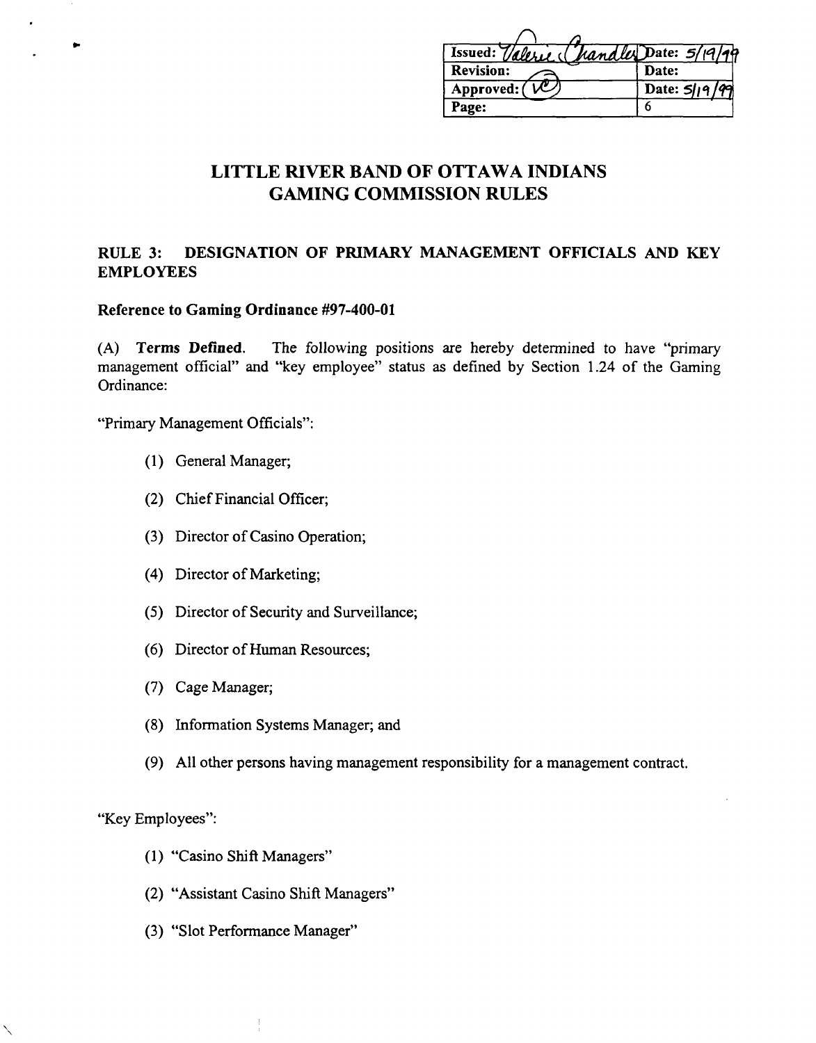| Issued: Valerie Chandler | Date: 5/19/99 |
| --- | --- |
| Revision: | Date: |
| Approved: VC | Date: 5/19/99 |
| Page: | 6 |

# LITTLE RIVER BAND OF OTTAWA INDIANS GAMING COMMISSION RULES

## RULE 3: DESIGNATION OF PRIMARY MANAGEMENT OFFICIALS AND KEY EMPLOYEES

**Reference to Gaming Ordinance #97-400-01**

(A) **Terms Defined.** The following positions are hereby determined to have "primary management official" and "key employee" status as defined by Section 1.24 of the Gaming Ordinance:

"Primary Management Officials":

(1) General Manager;

(2) Chief Financial Officer;

(3) Director of Casino Operation;

(4) Director of Marketing;

(5) Director of Security and Surveillance;

(6) Director of Human Resources;

(7) Cage Manager;

(8) Information Systems Manager; and

(9) All other persons having management responsibility for a management contract.

"Key Employees":

(1) "Casino Shift Managers"

(2) "Assistant Casino Shift Managers"

(3) "Slot Performance Manager"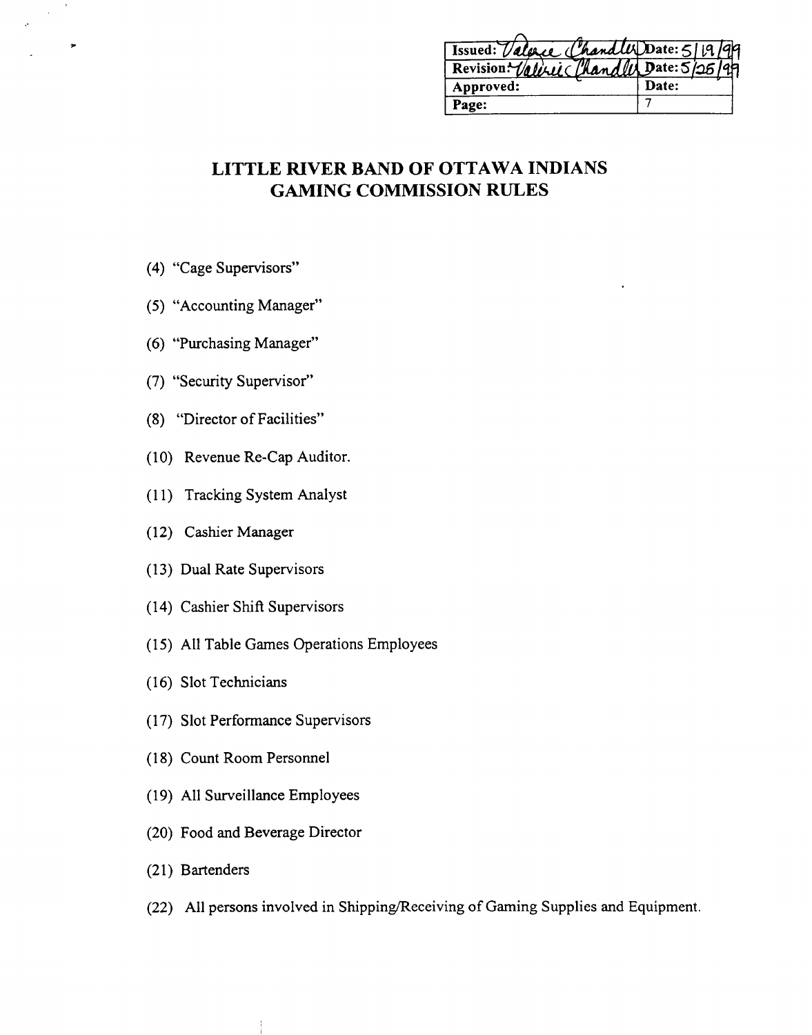| Issued: Valerie Chandler | Date: 5/19/99 |
| --- | --- |
| Revision: Valerie Chandler | Date: 5/25/99 |
| Approved: | Date: |
| Page: | 7 |

# LITTLE RIVER BAND OF OTTAWA INDIANS
# GAMING COMMISSION RULES

(4) "Cage Supervisors"

(5) "Accounting Manager"

(6) "Purchasing Manager"

(7) "Security Supervisor"

(8) "Director of Facilities"

(10) Revenue Re-Cap Auditor.

(11) Tracking System Analyst

(12) Cashier Manager

(13) Dual Rate Supervisors

(14) Cashier Shift Supervisors

(15) All Table Games Operations Employees

(16) Slot Technicians

(17) Slot Performance Supervisors

(18) Count Room Personnel

(19) All Surveillance Employees

(20) Food and Beverage Director

(21) Bartenders

(22) All persons involved in Shipping/Receiving of Gaming Supplies and Equipment.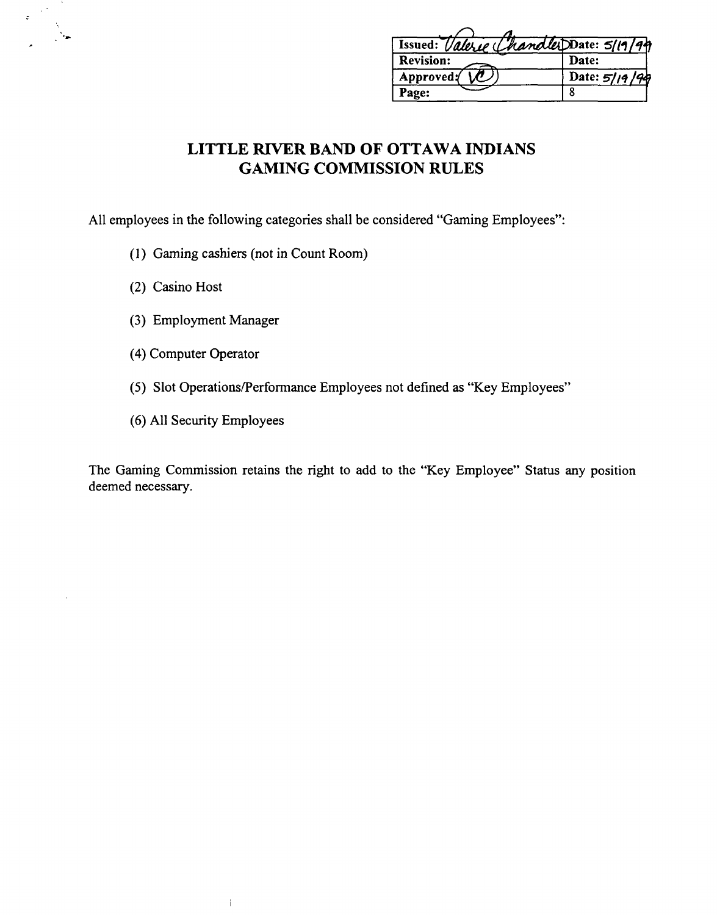| Issued: Valerie Chandler | Date: 5/19/99 |
| --- | --- |
| Revision: | Date: |
| Approved: VC | Date: 5/19/99 |
| Page: | 8 |

# LITTLE RIVER BAND OF OTTAWA INDIANS
# GAMING COMMISSION RULES

All employees in the following categories shall be considered "Gaming Employees":

(1) Gaming cashiers (not in Count Room)

(2) Casino Host

(3) Employment Manager

(4) Computer Operator

(5) Slot Operations/Performance Employees not defined as "Key Employees"

(6) All Security Employees

The Gaming Commission retains the right to add to the "Key Employee" Status any position deemed necessary.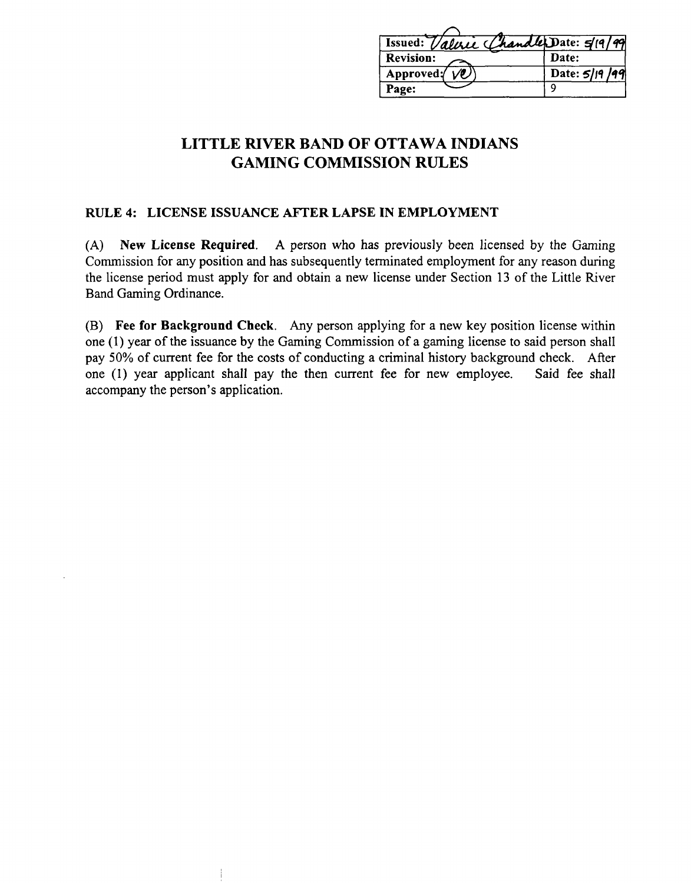| Issued: Valerie Chandler | Date: 5/19/99 |
| --- | --- |
| Revision: | Date: |
| Approved: VC | Date: 5/19/99 |
| Page: | 9 |

# LITTLE RIVER BAND OF OTTAWA INDIANS
# GAMING COMMISSION RULES

## RULE 4: LICENSE ISSUANCE AFTER LAPSE IN EMPLOYMENT

(A) **New License Required**. A person who has previously been licensed by the Gaming Commission for any position and has subsequently terminated employment for any reason during the license period must apply for and obtain a new license under Section 13 of the Little River Band Gaming Ordinance.

(B) **Fee for Background Check**. Any person applying for a new key position license within one (1) year of the issuance by the Gaming Commission of a gaming license to said person shall pay 50% of current fee for the costs of conducting a criminal history background check. After one (1) year applicant shall pay the then current fee for new employee. Said fee shall accompany the person's application.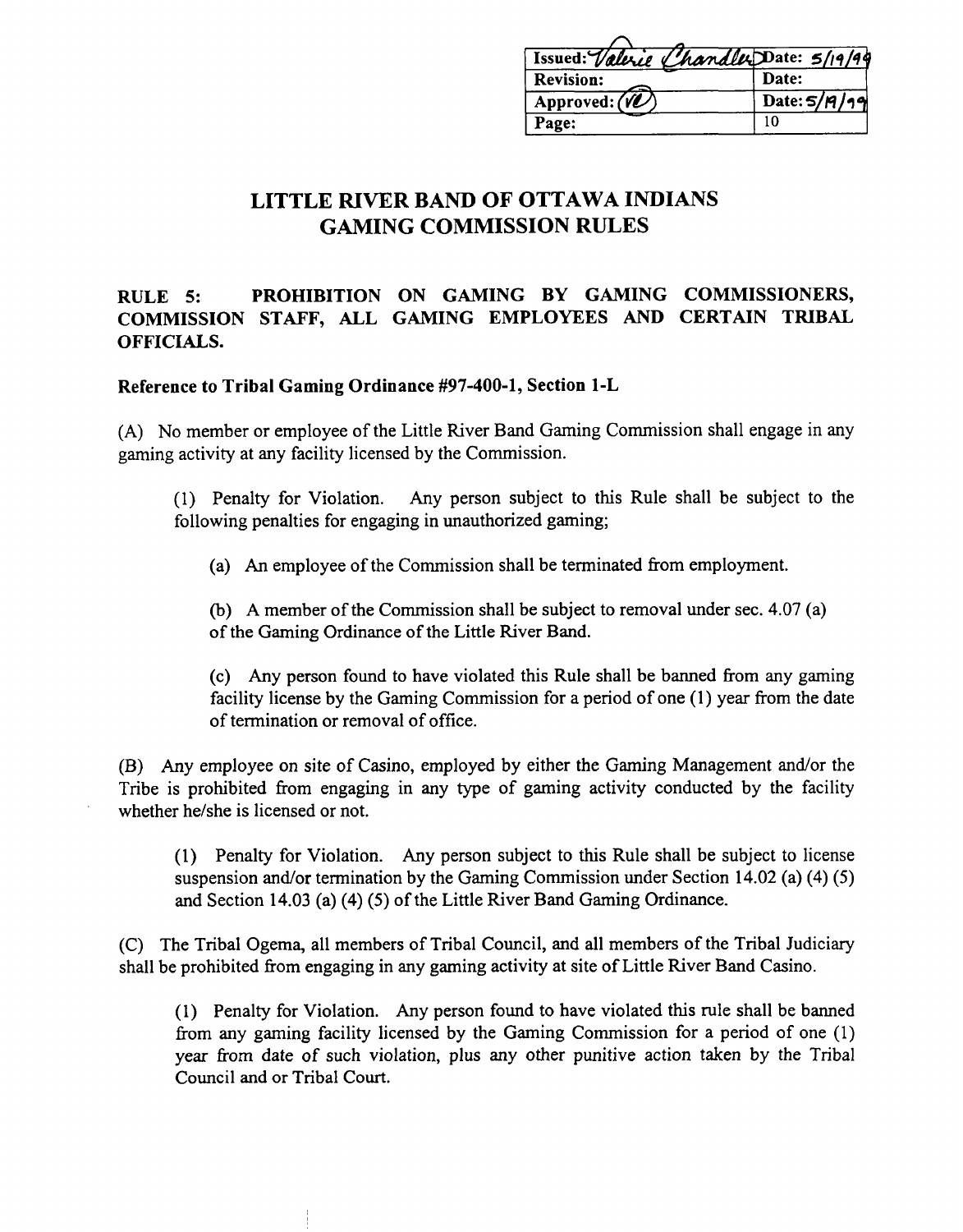| Issued: Valerie Chandler | Date: 5/19/99 |
| --- | --- |
| Revision: | Date: |
| Approved: (VC) | Date: 5/19/99 |
| Page: | 10 |

# LITTLE RIVER BAND OF OTTAWA INDIANS
# GAMING COMMISSION RULES

## RULE 5: PROHIBITION ON GAMING BY GAMING COMMISSIONERS, COMMISSION STAFF, ALL GAMING EMPLOYEES AND CERTAIN TRIBAL OFFICIALS.

**Reference to Tribal Gaming Ordinance #97-400-1, Section 1-L**

(A) No member or employee of the Little River Band Gaming Commission shall engage in any gaming activity at any facility licensed by the Commission.

(1) Penalty for Violation. Any person subject to this Rule shall be subject to the following penalties for engaging in unauthorized gaming;

(a) An employee of the Commission shall be terminated from employment.

(b) A member of the Commission shall be subject to removal under sec. 4.07 (a) of the Gaming Ordinance of the Little River Band.

(c) Any person found to have violated this Rule shall be banned from any gaming facility license by the Gaming Commission for a period of one (1) year from the date of termination or removal of office.

(B) Any employee on site of Casino, employed by either the Gaming Management and/or the Tribe is prohibited from engaging in any type of gaming activity conducted by the facility whether he/she is licensed or not.

(1) Penalty for Violation. Any person subject to this Rule shall be subject to license suspension and/or termination by the Gaming Commission under Section 14.02 (a) (4) (5) and Section 14.03 (a) (4) (5) of the Little River Band Gaming Ordinance.

(C) The Tribal Ogema, all members of Tribal Council, and all members of the Tribal Judiciary shall be prohibited from engaging in any gaming activity at site of Little River Band Casino.

(1) Penalty for Violation. Any person found to have violated this rule shall be banned from any gaming facility licensed by the Gaming Commission for a period of one (1) year from date of such violation, plus any other punitive action taken by the Tribal Council and or Tribal Court.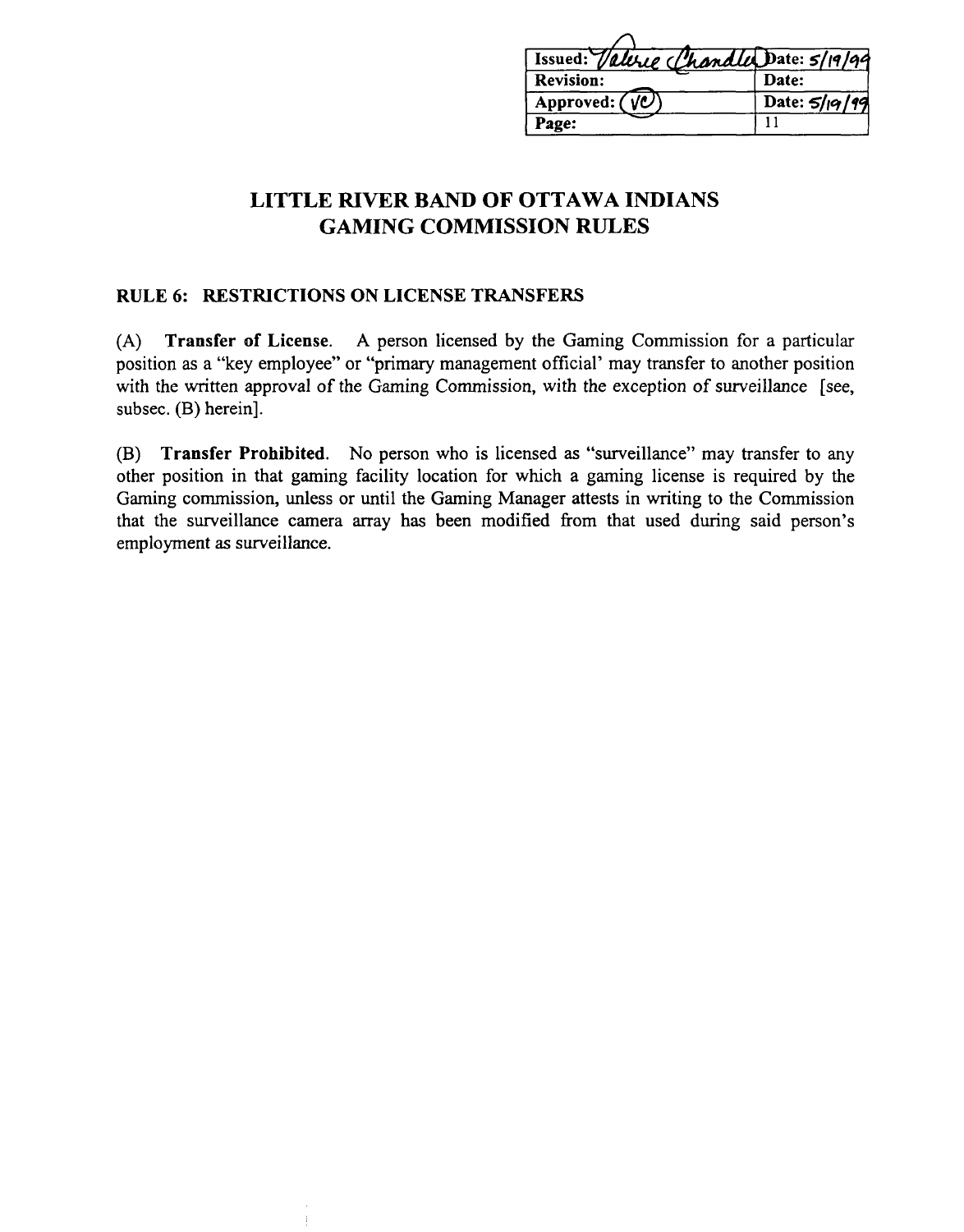| Issued: Valerie Chandler | Date: 5/19/99 |
| --- | --- |
| Revision: | Date: |
| Approved: (VC) | Date: 5/19/99 |
| Page: | 11 |

# LITTLE RIVER BAND OF OTTAWA INDIANS GAMING COMMISSION RULES

## RULE 6: RESTRICTIONS ON LICENSE TRANSFERS

(A) **Transfer of License**. A person licensed by the Gaming Commission for a particular position as a "key employee" or "primary management official' may transfer to another position with the written approval of the Gaming Commission, with the exception of surveillance [see, subsec. (B) herein].

(B) **Transfer Prohibited**. No person who is licensed as "surveillance" may transfer to any other position in that gaming facility location for which a gaming license is required by the Gaming commission, unless or until the Gaming Manager attests in writing to the Commission that the surveillance camera array has been modified from that used during said person's employment as surveillance.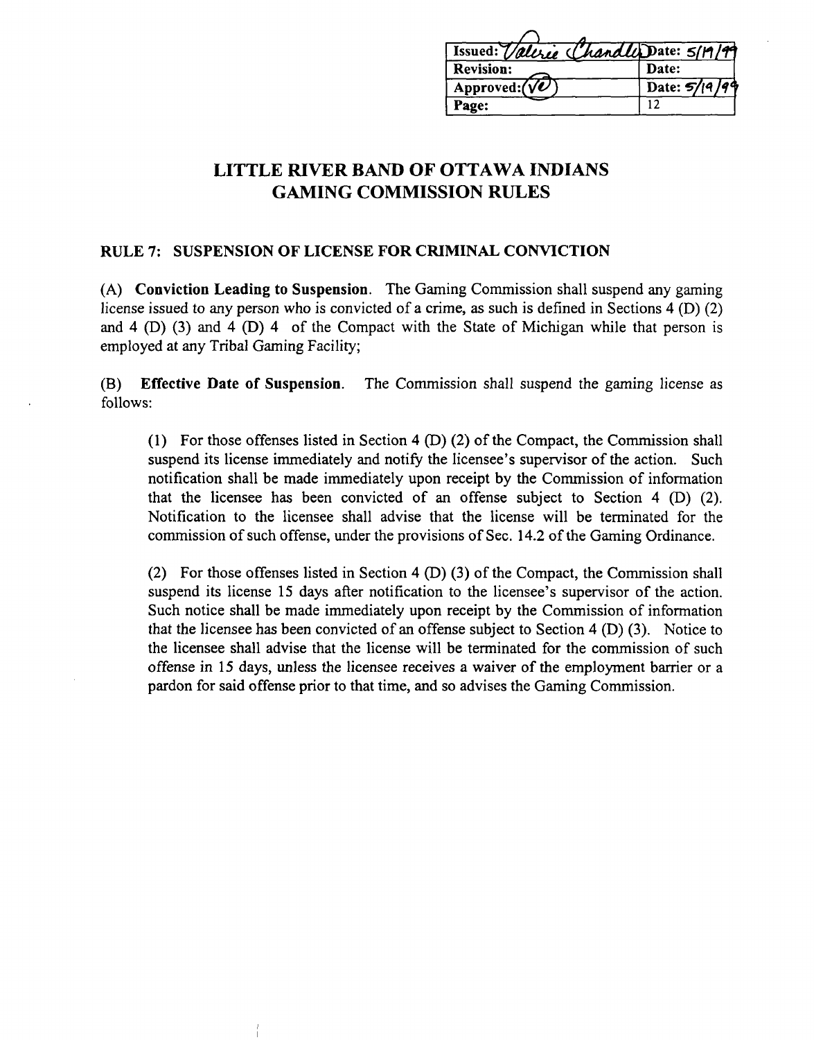| Issued: Valerie Chandler | Date: 5/19/99 |
| --- | --- |
| Revision: | Date: |
| Approved: (VC) | Date: 5/19/99 |
| Page: | 12 |

# LITTLE RIVER BAND OF OTTAWA INDIANS GAMING COMMISSION RULES

## RULE 7: SUSPENSION OF LICENSE FOR CRIMINAL CONVICTION

(A) **Conviction Leading to Suspension**. The Gaming Commission shall suspend any gaming license issued to any person who is convicted of a crime, as such is defined in Sections 4 (D) (2) and 4 (D) (3) and 4 (D) 4 of the Compact with the State of Michigan while that person is employed at any Tribal Gaming Facility;

(B) **Effective Date of Suspension**. The Commission shall suspend the gaming license as follows:

> (1) For those offenses listed in Section 4 (D) (2) of the Compact, the Commission shall suspend its license immediately and notify the licensee's supervisor of the action. Such notification shall be made immediately upon receipt by the Commission of information that the licensee has been convicted of an offense subject to Section 4 (D) (2). Notification to the licensee shall advise that the license will be terminated for the commission of such offense, under the provisions of Sec. 14.2 of the Gaming Ordinance.
>
> (2) For those offenses listed in Section 4 (D) (3) of the Compact, the Commission shall suspend its license 15 days after notification to the licensee's supervisor of the action. Such notice shall be made immediately upon receipt by the Commission of information that the licensee has been convicted of an offense subject to Section 4 (D) (3). Notice to the licensee shall advise that the license will be terminated for the commission of such offense in 15 days, unless the licensee receives a waiver of the employment barrier or a pardon for said offense prior to that time, and so advises the Gaming Commission.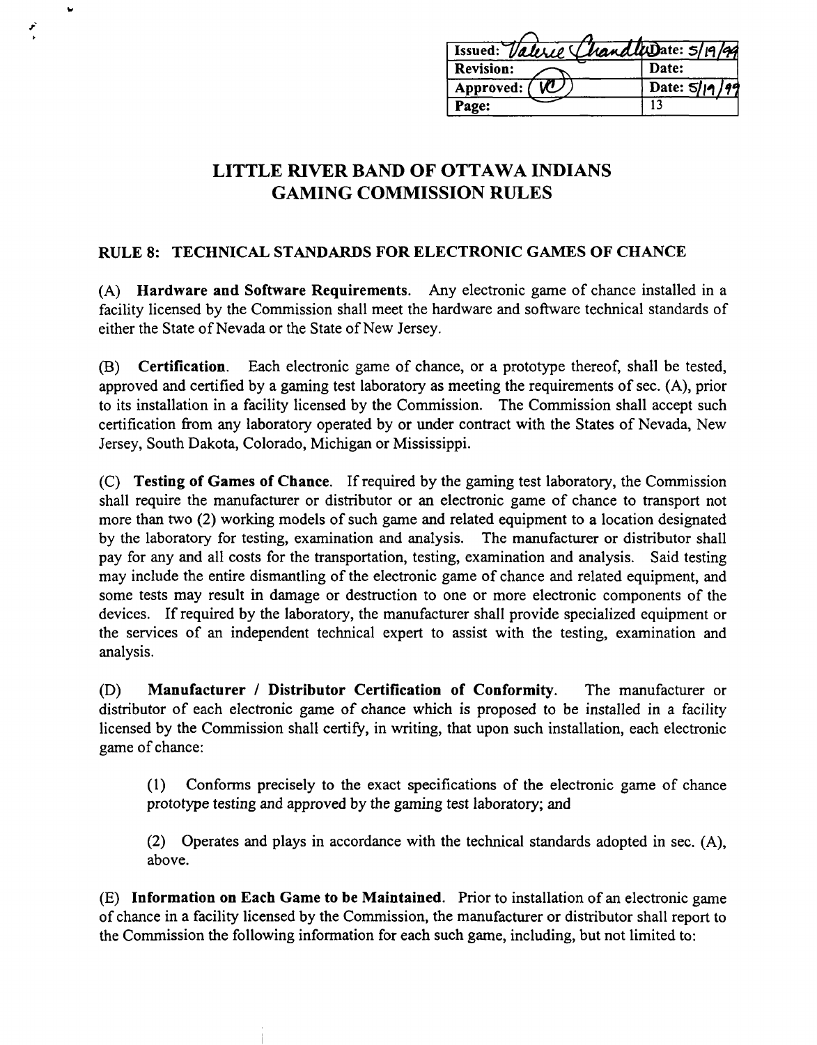| Issued: Valerie Chandler | Date: 5/19/99 |
| --- | --- |
| Revision: | Date: |
| Approved: VC | Date: 5/19/99 |
| Page: | 13 |

# LITTLE RIVER BAND OF OTTAWA INDIANS GAMING COMMISSION RULES

## RULE 8: TECHNICAL STANDARDS FOR ELECTRONIC GAMES OF CHANCE

(A) **Hardware and Software Requirements**. Any electronic game of chance installed in a facility licensed by the Commission shall meet the hardware and software technical standards of either the State of Nevada or the State of New Jersey.

(B) **Certification**. Each electronic game of chance, or a prototype thereof, shall be tested, approved and certified by a gaming test laboratory as meeting the requirements of sec. (A), prior to its installation in a facility licensed by the Commission. The Commission shall accept such certification from any laboratory operated by or under contract with the States of Nevada, New Jersey, South Dakota, Colorado, Michigan or Mississippi.

(C) **Testing of Games of Chance**. If required by the gaming test laboratory, the Commission shall require the manufacturer or distributor or an electronic game of chance to transport not more than two (2) working models of such game and related equipment to a location designated by the laboratory for testing, examination and analysis. The manufacturer or distributor shall pay for any and all costs for the transportation, testing, examination and analysis. Said testing may include the entire dismantling of the electronic game of chance and related equipment, and some tests may result in damage or destruction to one or more electronic components of the devices. If required by the laboratory, the manufacturer shall provide specialized equipment or the services of an independent technical expert to assist with the testing, examination and analysis.

(D) **Manufacturer / Distributor Certification of Conformity**. The manufacturer or distributor of each electronic game of chance which is proposed to be installed in a facility licensed by the Commission shall certify, in writing, that upon such installation, each electronic game of chance:

(1) Conforms precisely to the exact specifications of the electronic game of chance prototype testing and approved by the gaming test laboratory; and

(2) Operates and plays in accordance with the technical standards adopted in sec. (A), above.

(E) **Information on Each Game to be Maintained**. Prior to installation of an electronic game of chance in a facility licensed by the Commission, the manufacturer or distributor shall report to the Commission the following information for each such game, including, but not limited to: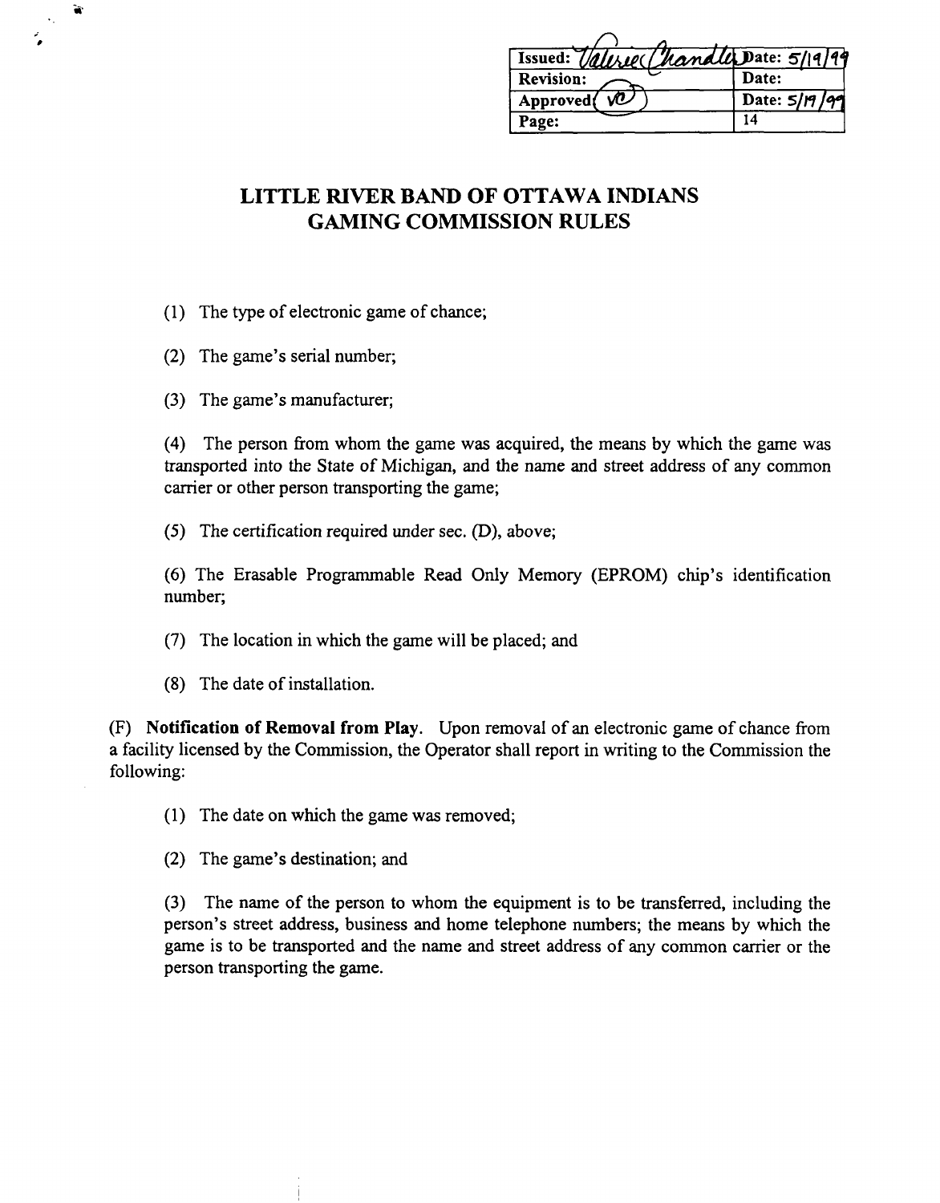| Issued: Valerie Chandler | Date: 5/19/99 |
|---|---|
| Revision: | Date: |
| Approved: VC | Date: 5/19/99 |
| Page: | 14 |

# LITTLE RIVER BAND OF OTTAWA INDIANS GAMING COMMISSION RULES

(1) The type of electronic game of chance;

(2) The game's serial number;

(3) The game's manufacturer;

(4) The person from whom the game was acquired, the means by which the game was transported into the State of Michigan, and the name and street address of any common carrier or other person transporting the game;

(5) The certification required under sec. (D), above;

(6) The Erasable Programmable Read Only Memory (EPROM) chip's identification number;

(7) The location in which the game will be placed; and

(8) The date of installation.

(F) **Notification of Removal from Play.** Upon removal of an electronic game of chance from a facility licensed by the Commission, the Operator shall report in writing to the Commission the following:

(1) The date on which the game was removed;

(2) The game's destination; and

(3) The name of the person to whom the equipment is to be transferred, including the person's street address, business and home telephone numbers; the means by which the game is to be transported and the name and street address of any common carrier or the person transporting the game.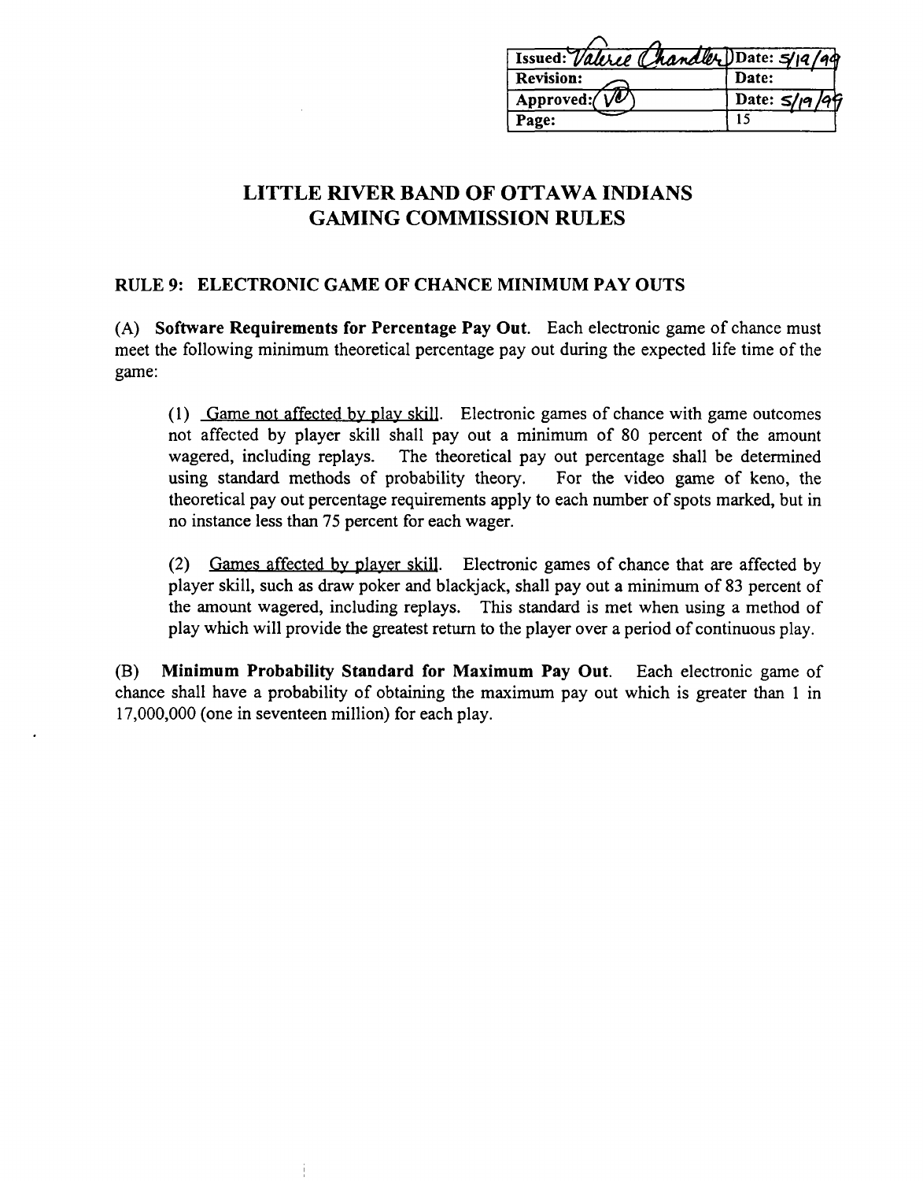| | |
|---|---|
| Issued: Valerie Chandler | Date: 5/19/99 |
| Revision: | Date: |
| Approved: VC | Date: 5/19/99 |
| Page: | 15 |

# LITTLE RIVER BAND OF OTTAWA INDIANS GAMING COMMISSION RULES

## RULE 9: ELECTRONIC GAME OF CHANCE MINIMUM PAY OUTS

(A) **Software Requirements for Percentage Pay Out**. Each electronic game of chance must meet the following minimum theoretical percentage pay out during the expected life time of the game:

(1) Game not affected by play skill. Electronic games of chance with game outcomes not affected by player skill shall pay out a minimum of 80 percent of the amount wagered, including replays. The theoretical pay out percentage shall be determined using standard methods of probability theory. For the video game of keno, the theoretical pay out percentage requirements apply to each number of spots marked, but in no instance less than 75 percent for each wager.

(2) Games affected by player skill. Electronic games of chance that are affected by player skill, such as draw poker and blackjack, shall pay out a minimum of 83 percent of the amount wagered, including replays. This standard is met when using a method of play which will provide the greatest return to the player over a period of continuous play.

(B) **Minimum Probability Standard for Maximum Pay Out**. Each electronic game of chance shall have a probability of obtaining the maximum pay out which is greater than 1 in 17,000,000 (one in seventeen million) for each play.